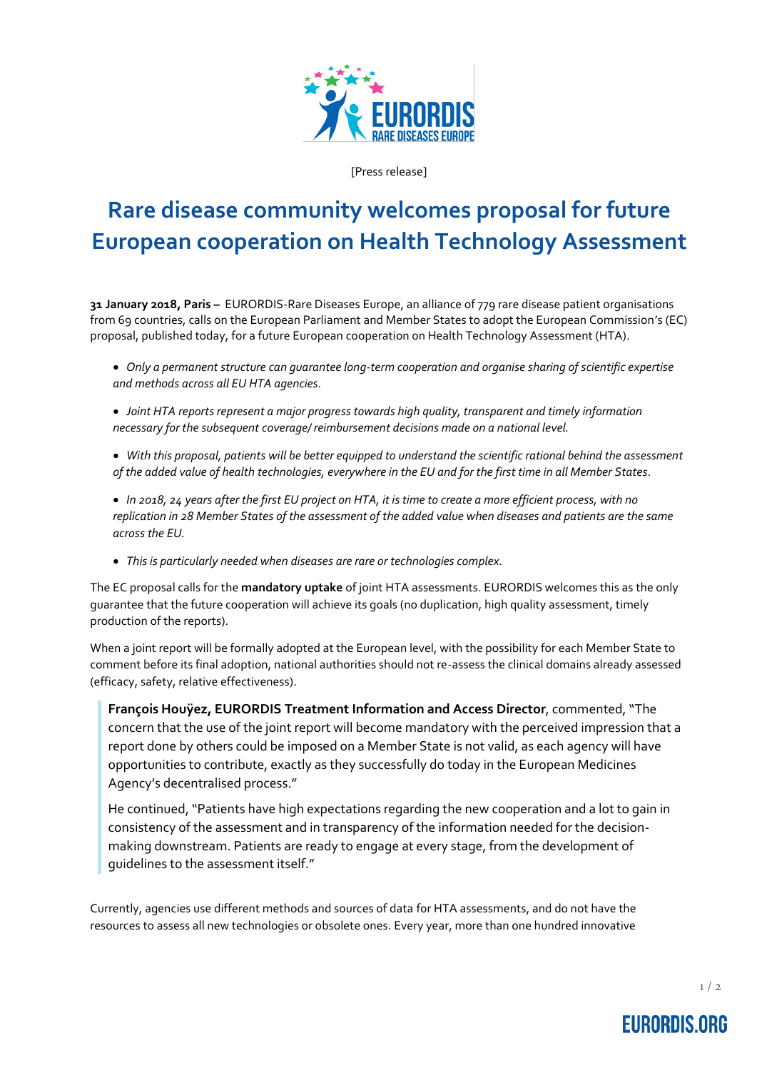[Press release]

# Rare disease community welcomes proposal for future European cooperation on Health Technology Assessment

**31 January 2018, Paris –** EURORDIS-Rare Diseases Europe, an alliance of 779 rare disease patient organisations from 69 countries, calls on the European Parliament and Member States to adopt the European Commission's (EC) proposal, published today, for a future European cooperation on Health Technology Assessment (HTA).

- *Only a permanent structure can guarantee long-term cooperation and organise sharing of scientific expertise and methods across all EU HTA agencies.*
- *Joint HTA reports represent a major progress towards high quality, transparent and timely information necessary for the subsequent coverage/ reimbursement decisions made on a national level.*
- *With this proposal, patients will be better equipped to understand the scientific rational behind the assessment of the added value of health technologies, everywhere in the EU and for the first time in all Member States.*
- *In 2018, 24 years after the first EU project on HTA, it is time to create a more efficient process, with no replication in 28 Member States of the assessment of the added value when diseases and patients are the same across the EU.*
- *This is particularly needed when diseases are rare or technologies complex.*

The EC proposal calls for the **mandatory uptake** of joint HTA assessments. EURORDIS welcomes this as the only guarantee that the future cooperation will achieve its goals (no duplication, high quality assessment, timely production of the reports).

When a joint report will be formally adopted at the European level, with the possibility for each Member State to comment before its final adoption, national authorities should not re-assess the clinical domains already assessed (efficacy, safety, relative effectiveness).

> **François Houÿez, EURORDIS Treatment Information and Access Director**, commented, "The concern that the use of the joint report will become mandatory with the perceived impression that a report done by others could be imposed on a Member State is not valid, as each agency will have opportunities to contribute, exactly as they successfully do today in the European Medicines Agency's decentralised process."
>
> He continued, "Patients have high expectations regarding the new cooperation and a lot to gain in consistency of the assessment and in transparency of the information needed for the decision-making downstream. Patients are ready to engage at every stage, from the development of guidelines to the assessment itself."

Currently, agencies use different methods and sources of data for HTA assessments, and do not have the resources to assess all new technologies or obsolete ones. Every year, more than one hundred innovative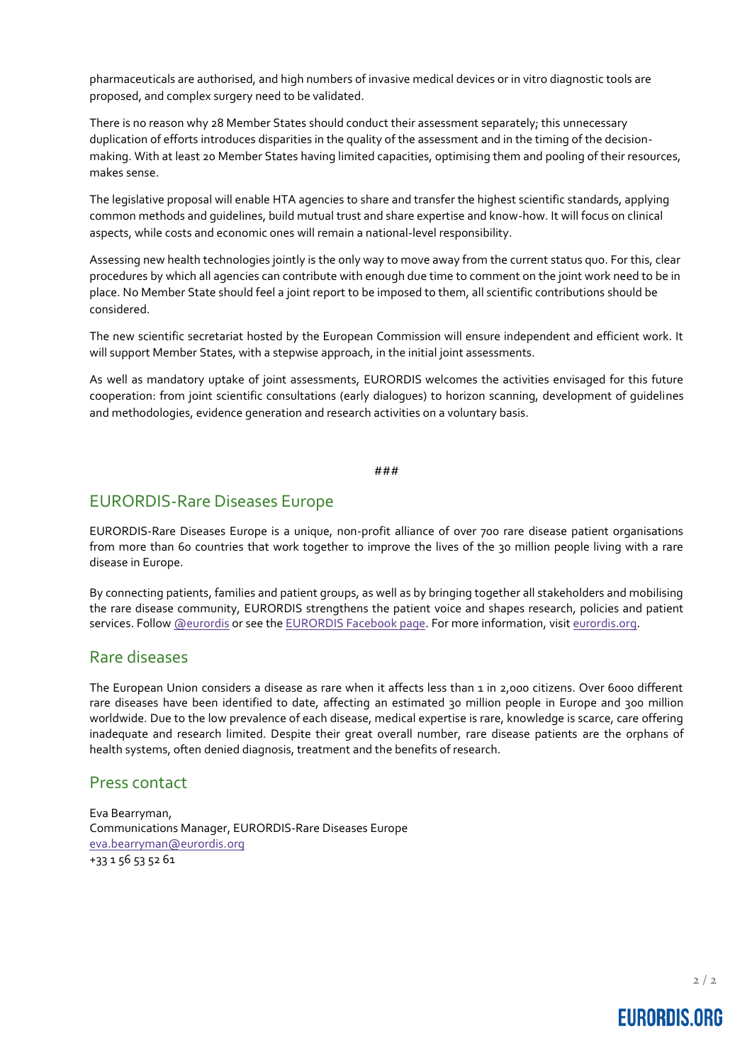pharmaceuticals are authorised, and high numbers of invasive medical devices or in vitro diagnostic tools are proposed, and complex surgery need to be validated.

There is no reason why 28 Member States should conduct their assessment separately; this unnecessary duplication of efforts introduces disparities in the quality of the assessment and in the timing of the decision-making. With at least 20 Member States having limited capacities, optimising them and pooling of their resources, makes sense.

The legislative proposal will enable HTA agencies to share and transfer the highest scientific standards, applying common methods and guidelines, build mutual trust and share expertise and know-how. It will focus on clinical aspects, while costs and economic ones will remain a national-level responsibility.

Assessing new health technologies jointly is the only way to move away from the current status quo. For this, clear procedures by which all agencies can contribute with enough due time to comment on the joint work need to be in place. No Member State should feel a joint report to be imposed to them, all scientific contributions should be considered.

The new scientific secretariat hosted by the European Commission will ensure independent and efficient work. It will support Member States, with a stepwise approach, in the initial joint assessments.

As well as mandatory uptake of joint assessments, EURORDIS welcomes the activities envisaged for this future cooperation: from joint scientific consultations (early dialogues) to horizon scanning, development of guidelines and methodologies, evidence generation and research activities on a voluntary basis.

###

## EURORDIS-Rare Diseases Europe

EURORDIS-Rare Diseases Europe is a unique, non-profit alliance of over 700 rare disease patient organisations from more than 60 countries that work together to improve the lives of the 30 million people living with a rare disease in Europe.

By connecting patients, families and patient groups, as well as by bringing together all stakeholders and mobilising the rare disease community, EURORDIS strengthens the patient voice and shapes research, policies and patient services. Follow @eurordis or see the EURORDIS Facebook page. For more information, visit eurordis.org.

## Rare diseases

The European Union considers a disease as rare when it affects less than 1 in 2,000 citizens. Over 6000 different rare diseases have been identified to date, affecting an estimated 30 million people in Europe and 300 million worldwide. Due to the low prevalence of each disease, medical expertise is rare, knowledge is scarce, care offering inadequate and research limited. Despite their great overall number, rare disease patients are the orphans of health systems, often denied diagnosis, treatment and the benefits of research.

## Press contact

Eva Bearryman,
Communications Manager, EURORDIS-Rare Diseases Europe
eva.bearryman@eurordis.org
+33 1 56 53 52 61

EURORDIS.ORG